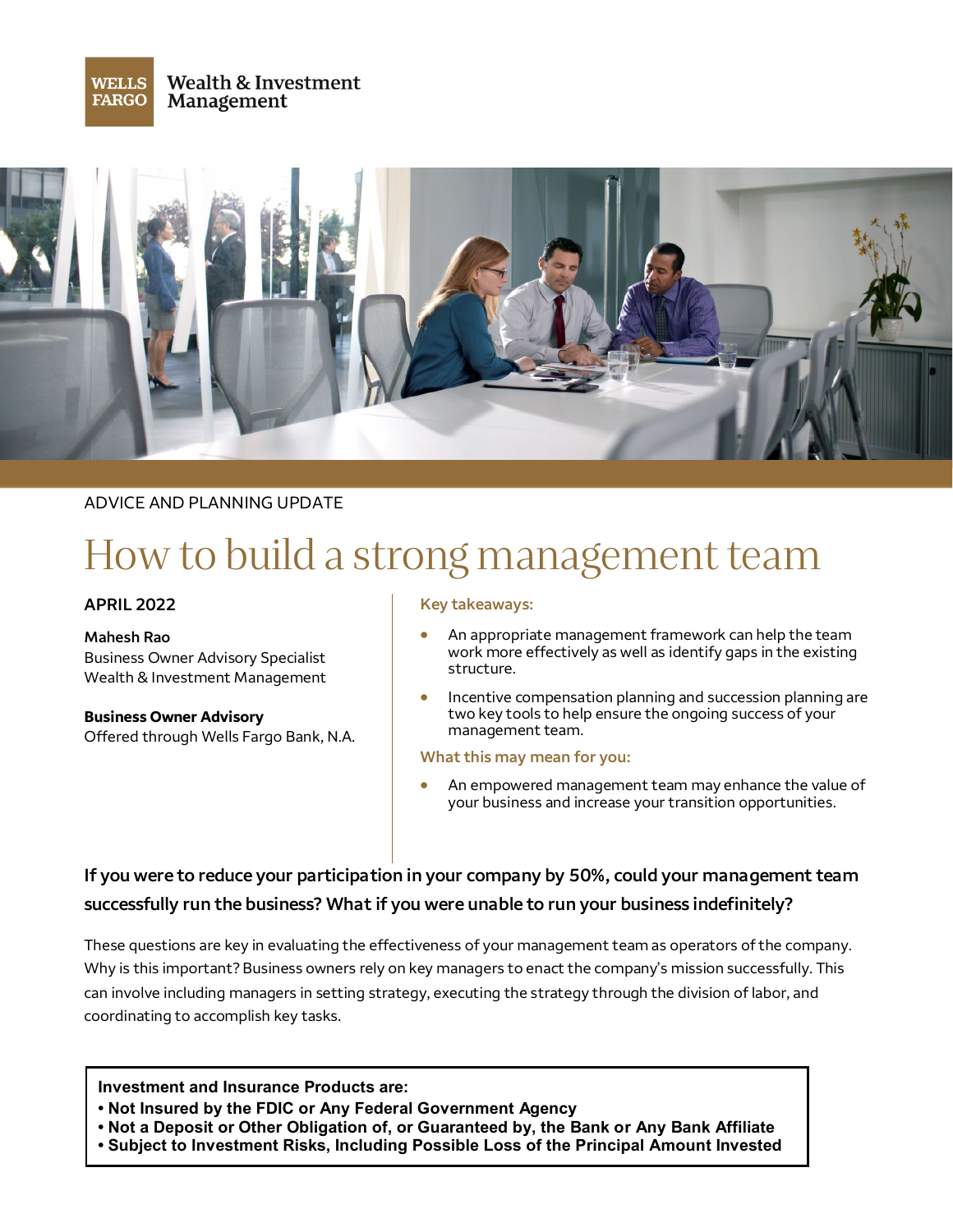Wells Fargo Wealth & Investment Management

ADVICE AND PLANNING UPDATE

# How to build a strong management team

**APRIL 2022**

**Mahesh Rao**
Business Owner Advisory Specialist
Wealth & Investment Management

**Business Owner Advisory**
Offered through Wells Fargo Bank, N.A.

**Key takeaways:**

- An appropriate management framework can help the team work more effectively as well as identify gaps in the existing structure.
- Incentive compensation planning and succession planning are two key tools to help ensure the ongoing success of your management team.

**What this may mean for you:**

- An empowered management team may enhance the value of your business and increase your transition opportunities.

**If you were to reduce your participation in your company by 50%, could your management team successfully run the business? What if you were unable to run your business indefinitely?**

These questions are key in evaluating the effectiveness of your management team as operators of the company. Why is this important? Business owners rely on key managers to enact the company's mission successfully. This can involve including managers in setting strategy, executing the strategy through the division of labor, and coordinating to accomplish key tasks.

**Investment and Insurance Products are:**
**• Not Insured by the FDIC or Any Federal Government Agency**
**• Not a Deposit or Other Obligation of, or Guaranteed by, the Bank or Any Bank Affiliate**
**• Subject to Investment Risks, Including Possible Loss of the Principal Amount Invested**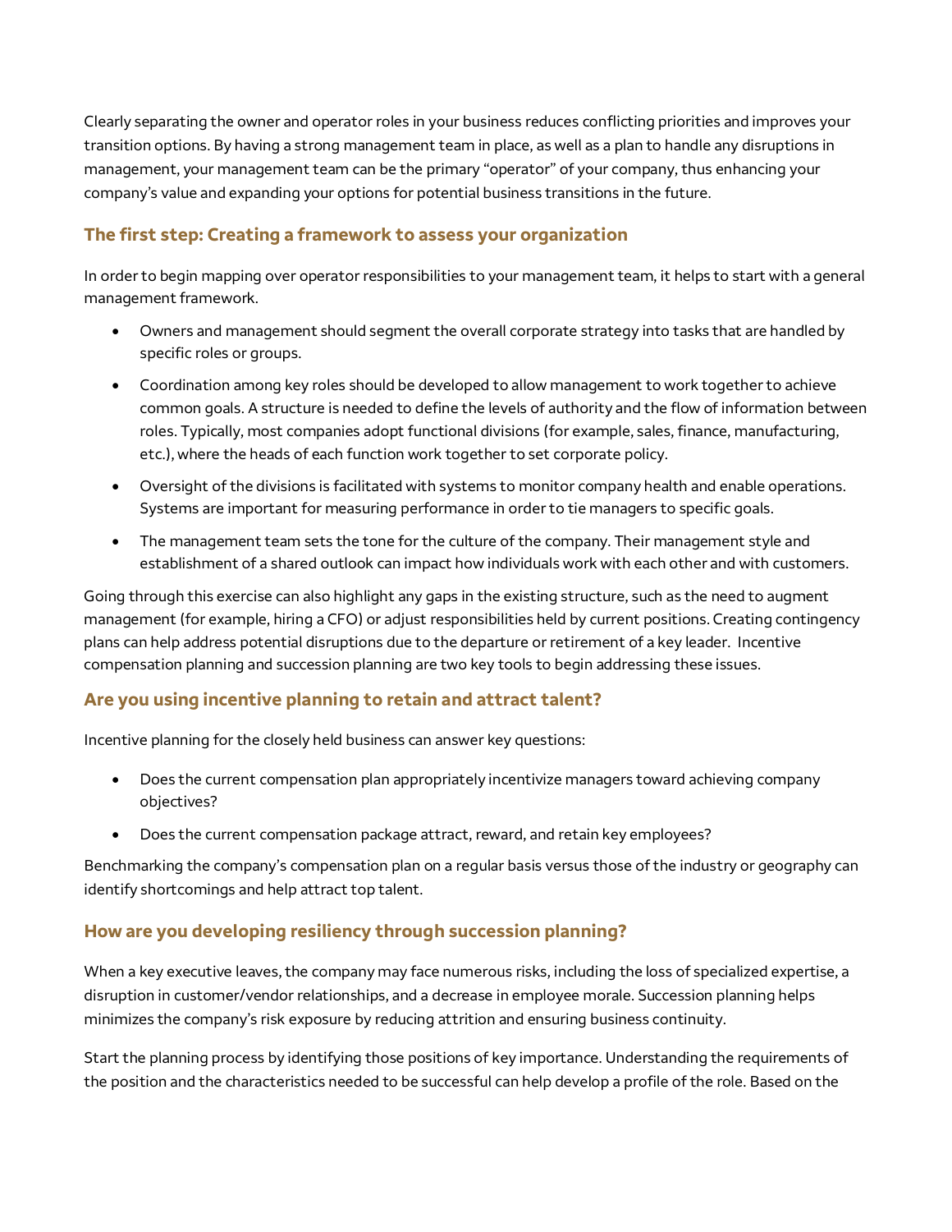Clearly separating the owner and operator roles in your business reduces conflicting priorities and improves your transition options. By having a strong management team in place, as well as a plan to handle any disruptions in management, your management team can be the primary "operator" of your company, thus enhancing your company's value and expanding your options for potential business transitions in the future.

## The first step: Creating a framework to assess your organization

In order to begin mapping over operator responsibilities to your management team, it helps to start with a general management framework.

- Owners and management should segment the overall corporate strategy into tasks that are handled by specific roles or groups.
- Coordination among key roles should be developed to allow management to work together to achieve common goals. A structure is needed to define the levels of authority and the flow of information between roles. Typically, most companies adopt functional divisions (for example, sales, finance, manufacturing, etc.), where the heads of each function work together to set corporate policy.
- Oversight of the divisions is facilitated with systems to monitor company health and enable operations. Systems are important for measuring performance in order to tie managers to specific goals.
- The management team sets the tone for the culture of the company. Their management style and establishment of a shared outlook can impact how individuals work with each other and with customers.

Going through this exercise can also highlight any gaps in the existing structure, such as the need to augment management (for example, hiring a CFO) or adjust responsibilities held by current positions. Creating contingency plans can help address potential disruptions due to the departure or retirement of a key leader. Incentive compensation planning and succession planning are two key tools to begin addressing these issues.

## Are you using incentive planning to retain and attract talent?

Incentive planning for the closely held business can answer key questions:

- Does the current compensation plan appropriately incentivize managers toward achieving company objectives?
- Does the current compensation package attract, reward, and retain key employees?

Benchmarking the company's compensation plan on a regular basis versus those of the industry or geography can identify shortcomings and help attract top talent.

## How are you developing resiliency through succession planning?

When a key executive leaves, the company may face numerous risks, including the loss of specialized expertise, a disruption in customer/vendor relationships, and a decrease in employee morale. Succession planning helps minimizes the company's risk exposure by reducing attrition and ensuring business continuity.

Start the planning process by identifying those positions of key importance. Understanding the requirements of the position and the characteristics needed to be successful can help develop a profile of the role. Based on the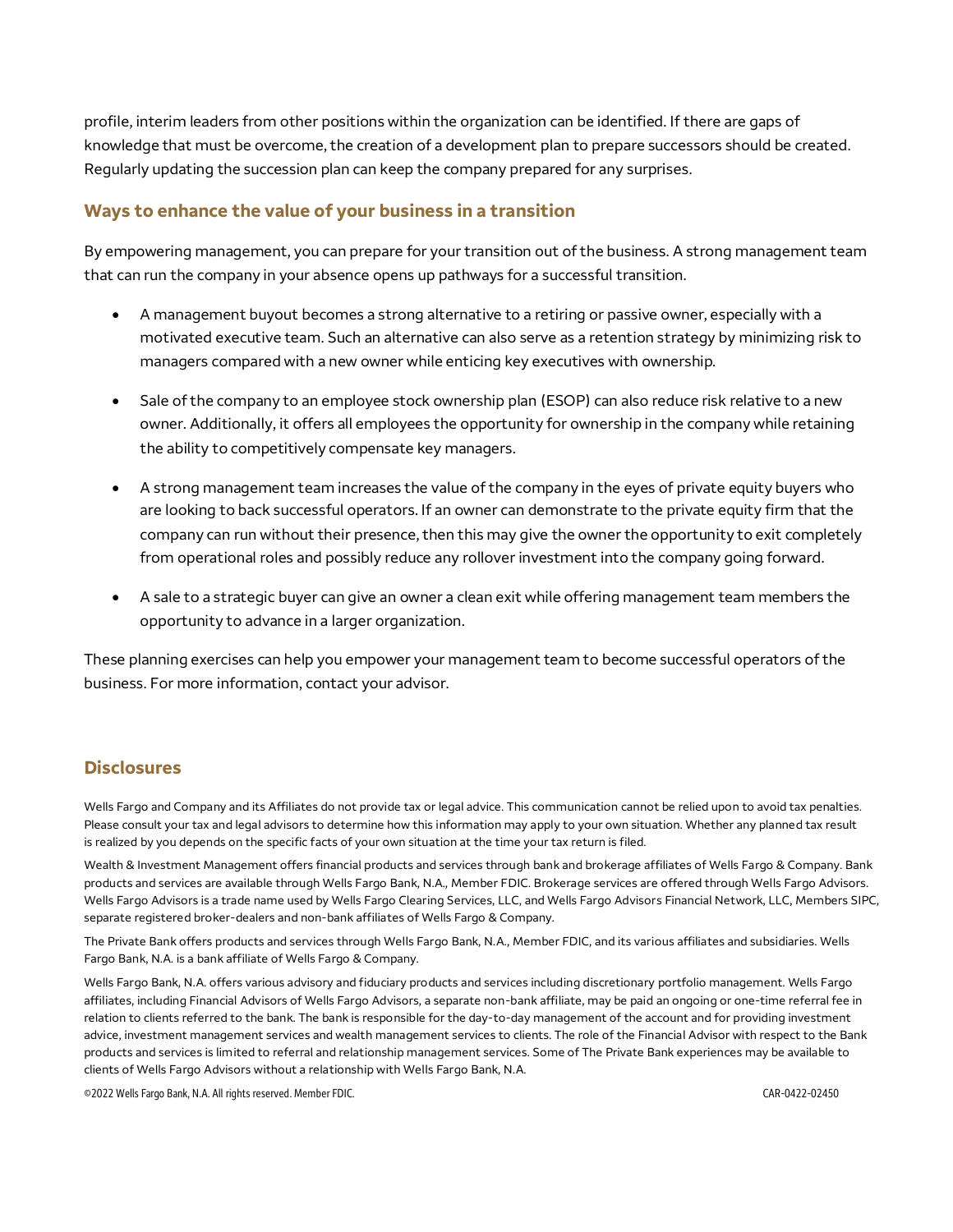profile, interim leaders from other positions within the organization can be identified. If there are gaps of knowledge that must be overcome, the creation of a development plan to prepare successors should be created. Regularly updating the succession plan can keep the company prepared for any surprises.

## Ways to enhance the value of your business in a transition

By empowering management, you can prepare for your transition out of the business. A strong management team that can run the company in your absence opens up pathways for a successful transition.

- A management buyout becomes a strong alternative to a retiring or passive owner, especially with a motivated executive team. Such an alternative can also serve as a retention strategy by minimizing risk to managers compared with a new owner while enticing key executives with ownership.
- Sale of the company to an employee stock ownership plan (ESOP) can also reduce risk relative to a new owner. Additionally, it offers all employees the opportunity for ownership in the company while retaining the ability to competitively compensate key managers.
- A strong management team increases the value of the company in the eyes of private equity buyers who are looking to back successful operators. If an owner can demonstrate to the private equity firm that the company can run without their presence, then this may give the owner the opportunity to exit completely from operational roles and possibly reduce any rollover investment into the company going forward.
- A sale to a strategic buyer can give an owner a clean exit while offering management team members the opportunity to advance in a larger organization.

These planning exercises can help you empower your management team to become successful operators of the business. For more information, contact your advisor.

## Disclosures

Wells Fargo and Company and its Affiliates do not provide tax or legal advice. This communication cannot be relied upon to avoid tax penalties. Please consult your tax and legal advisors to determine how this information may apply to your own situation. Whether any planned tax result is realized by you depends on the specific facts of your own situation at the time your tax return is filed.

Wealth & Investment Management offers financial products and services through bank and brokerage affiliates of Wells Fargo & Company. Bank products and services are available through Wells Fargo Bank, N.A., Member FDIC. Brokerage services are offered through Wells Fargo Advisors. Wells Fargo Advisors is a trade name used by Wells Fargo Clearing Services, LLC, and Wells Fargo Advisors Financial Network, LLC, Members SIPC, separate registered broker-dealers and non-bank affiliates of Wells Fargo & Company.

The Private Bank offers products and services through Wells Fargo Bank, N.A., Member FDIC, and its various affiliates and subsidiaries. Wells Fargo Bank, N.A. is a bank affiliate of Wells Fargo & Company.

Wells Fargo Bank, N.A. offers various advisory and fiduciary products and services including discretionary portfolio management. Wells Fargo affiliates, including Financial Advisors of Wells Fargo Advisors, a separate non-bank affiliate, may be paid an ongoing or one-time referral fee in relation to clients referred to the bank. The bank is responsible for the day-to-day management of the account and for providing investment advice, investment management services and wealth management services to clients. The role of the Financial Advisor with respect to the Bank products and services is limited to referral and relationship management services. Some of The Private Bank experiences may be available to clients of Wells Fargo Advisors without a relationship with Wells Fargo Bank, N.A.

©2022 Wells Fargo Bank, N.A. All rights reserved. Member FDIC. CAR-0422-02450